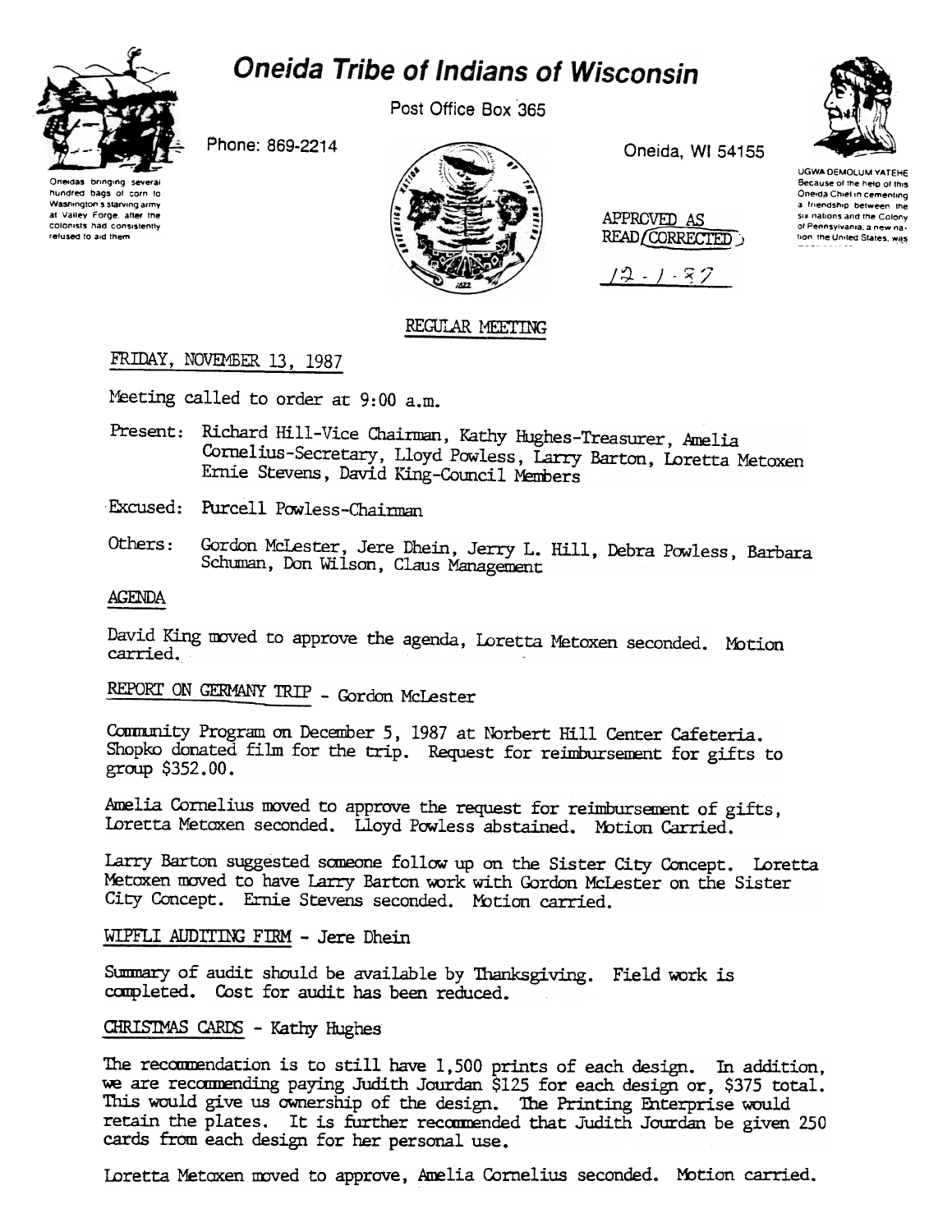# Oneida Tribe of Indians of Wisconsin

Post Office Box 365

Phone: 869-2214

Oneida, WI 54155

Oneidas bringing several hundred bags of corn to Washington's starving army at Valley Forge, after the colonists had consistently refused to aid them

UGWA DEMOLUM YATEHE
Because of the help of this Oneida Chief in cementing a friendship between the six nations and the Colony of Pennsylvania, a new nation, the United States, was

APPROVED AS READ/CORRECTED

12-1-87

## REGULAR MEETING

FRIDAY, NOVEMBER 13, 1987

Meeting called to order at 9:00 a.m.

Present: Richard Hill-Vice Chairman, Kathy Hughes-Treasurer, Amelia Cornelius-Secretary, Lloyd Powless, Larry Barton, Loretta Metoxen Ernie Stevens, David King-Council Members

Excused: Purcell Powless-Chairman

Others: Gordon McLester, Jere Dhein, Jerry L. Hill, Debra Powless, Barbara Schuman, Don Wilson, Claus Management

AGENDA

David King moved to approve the agenda, Loretta Metoxen seconded. Motion carried.

REPORT ON GERMANY TRIP - Gordon McLester

Community Program on December 5, 1987 at Norbert Hill Center Cafeteria. Shopko donated film for the trip. Request for reimbursement for gifts to group $352.00.

Amelia Cornelius moved to approve the request for reimbursement of gifts, Loretta Metoxen seconded. Lloyd Powless abstained. Motion Carried.

Larry Barton suggested someone follow up on the Sister City Concept. Loretta Metoxen moved to have Larry Barton work with Gordon McLester on the Sister City Concept. Ernie Stevens seconded. Motion carried.

WIPFLI AUDITING FIRM - Jere Dhein

Summary of audit should be available by Thanksgiving. Field work is completed. Cost for audit has been reduced.

CHRISTMAS CARDS - Kathy Hughes

The recommendation is to still have 1,500 prints of each design. In addition, we are recommending paying Judith Jourdan $125 for each design or, $375 total. This would give us ownership of the design. The Printing Enterprise would retain the plates. It is further recommended that Judith Jourdan be given 250 cards from each design for her personal use.

Loretta Metoxen moved to approve, Amelia Cornelius seconded. Motion carried.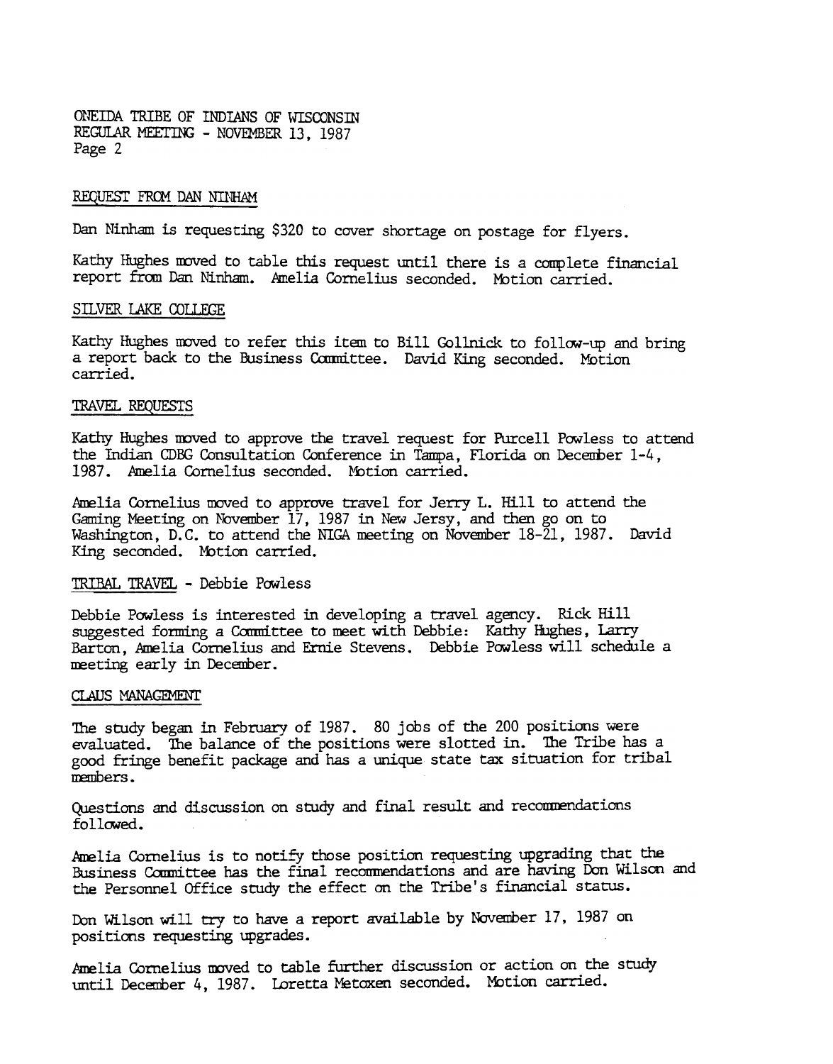ONEIDA TRIBE OF INDIANS OF WISCONSIN
REGULAR MEETING - NOVEMBER 13, 1987
Page 2

## REQUEST FROM DAN NINHAM

Dan Ninham is requesting $320 to cover shortage on postage for flyers.

Kathy Hughes moved to table this request until there is a complete financial report from Dan Ninham. Amelia Cornelius seconded. Motion carried.

## SILVER LAKE COLLEGE

Kathy Hughes moved to refer this item to Bill Gollnick to follow-up and bring a report back to the Business Committee. David King seconded. Motion carried.

## TRAVEL REQUESTS

Kathy Hughes moved to approve the travel request for Purcell Powless to attend the Indian CDBG Consultation Conference in Tampa, Florida on December 1-4, 1987. Amelia Cornelius seconded. Motion carried.

Amelia Cornelius moved to approve travel for Jerry L. Hill to attend the Gaming Meeting on November 17, 1987 in New Jersey, and then go on to Washington, D.C. to attend the NIGA meeting on November 18-21, 1987. David King seconded. Motion carried.

## TRIBAL TRAVEL - Debbie Powless

Debbie Powless is interested in developing a travel agency. Rick Hill suggested forming a Committee to meet with Debbie: Kathy Hughes, Larry Barton, Amelia Cornelius and Ernie Stevens. Debbie Powless will schedule a meeting early in December.

## CLAUS MANAGEMENT

The study began in February of 1987. 80 jobs of the 200 positions were evaluated. The balance of the positions were slotted in. The Tribe has a good fringe benefit package and has a unique state tax situation for tribal members.

Questions and discussion on study and final result and recommendations followed.

Amelia Cornelius is to notify those position requesting upgrading that the Business Committee has the final recommendations and are having Don Wilson and the Personnel Office study the effect on the Tribe's financial status.

Don Wilson will try to have a report available by November 17, 1987 on positions requesting upgrades.

Amelia Cornelius moved to table further discussion or action on the study until December 4, 1987. Loretta Metoxen seconded. Motion carried.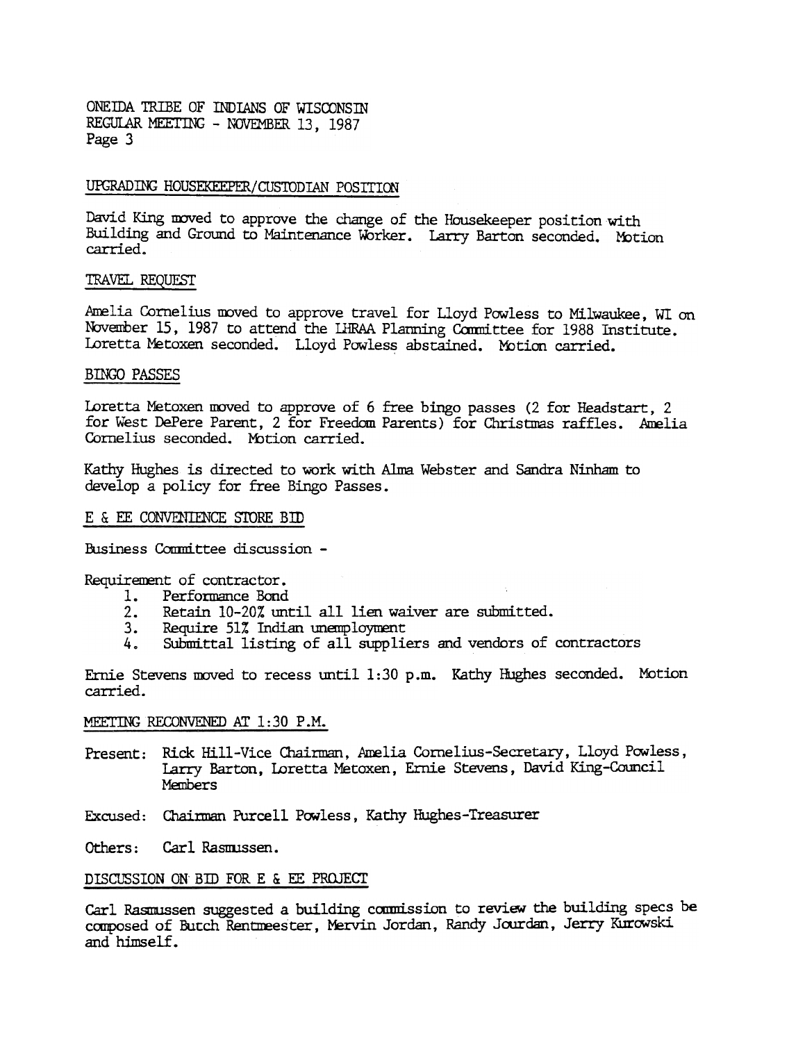## UPGRADING HOUSEKEEPER/CUSTODIAN POSITION

David King moved to approve the change of the Housekeeper position with Building and Ground to Maintenance Worker. Larry Barton seconded. Motion carried.

## TRAVEL REQUEST

Amelia Cornelius moved to approve travel for Lloyd Powless to Milwaukee, WI on November 15, 1987 to attend the LHRAA Planning Committee for 1988 Institute. Loretta Metoxen seconded. Lloyd Powless abstained. Motion carried.

## BINGO PASSES

Loretta Metoxen moved to approve of 6 free bingo passes (2 for Headstart, 2 for West DePere Parent, 2 for Freedom Parents) for Christmas raffles. Amelia Cornelius seconded. Motion carried.

Kathy Hughes is directed to work with Alma Webster and Sandra Ninham to develop a policy for free Bingo Passes.

## E & EE CONVENIENCE STORE BID

Business Committee discussion -

Requirement of contractor.

1. Performance Bond
2. Retain 10-20% until all lien waiver are submitted.
3. Require 51% Indian unemployment
4. Submittal listing of all suppliers and vendors of contractors

Ernie Stevens moved to recess until 1:30 p.m. Kathy Hughes seconded. Motion carried.

## MEETING RECONVENED AT 1:30 P.M.

Present: Rick Hill-Vice Chairman, Amelia Cornelius-Secretary, Lloyd Powless, Larry Barton, Loretta Metoxen, Ernie Stevens, David King-Council Members

Excused: Chairman Purcell Powless, Kathy Hughes-Treasurer

Others: Carl Rasmussen.

## DISCUSSION ON BID FOR E & EE PROJECT

Carl Rasmussen suggested a building commission to review the building specs be composed of Butch Rentmeester, Mervin Jordan, Randy Jourdan, Jerry Kurowski and himself.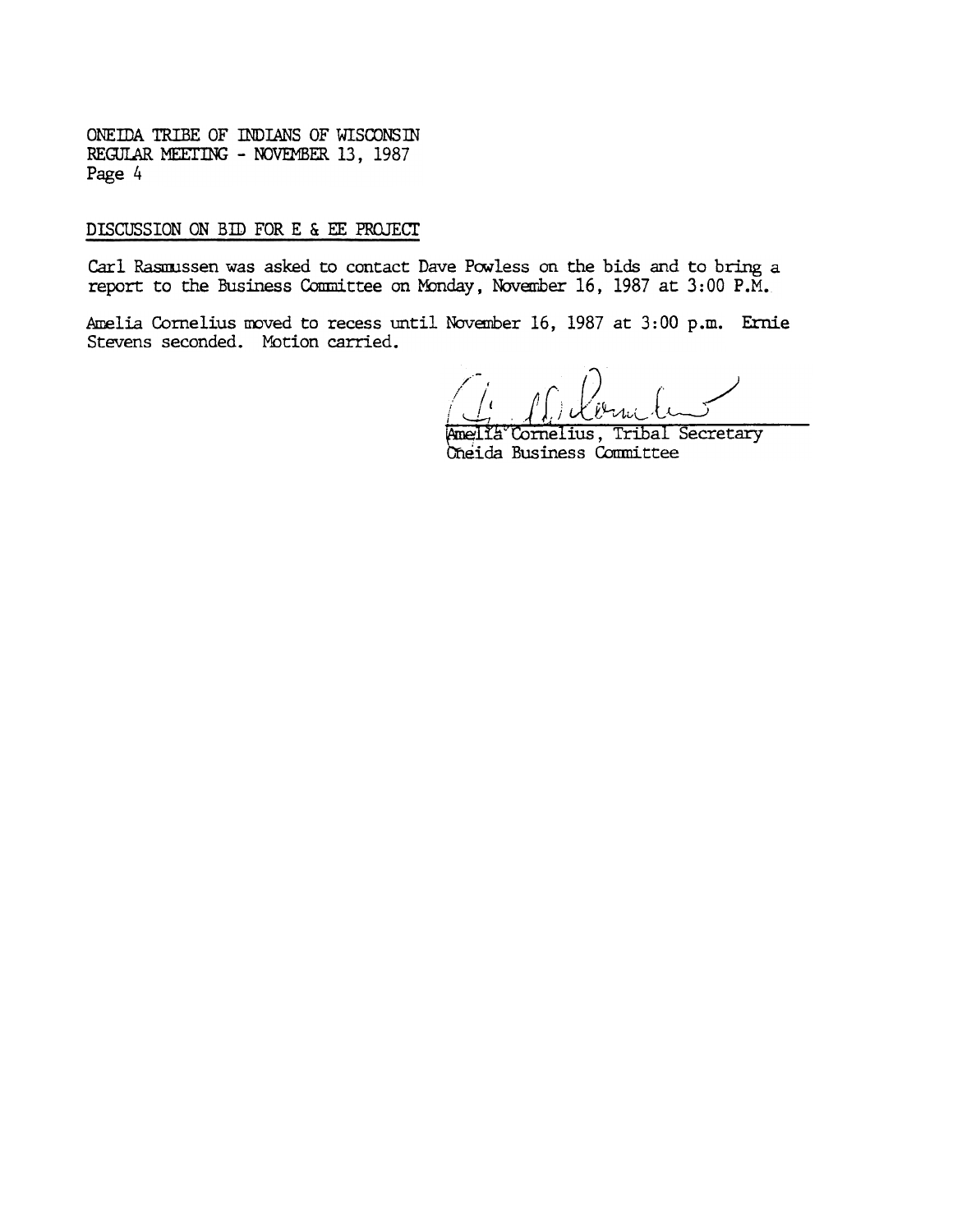## DISCUSSION ON BID FOR E & EE PROJECT

Carl Rasmussen was asked to contact Dave Powless on the bids and to bring a report to the Business Committee on Monday, November 16, 1987 at 3:00 P.M.

Amelia Cornelius moved to recess until November 16, 1987 at 3:00 p.m. Ernie Stevens seconded. Motion carried.

Amelia Cornelius, Tribal Secretary
Oneida Business Committee